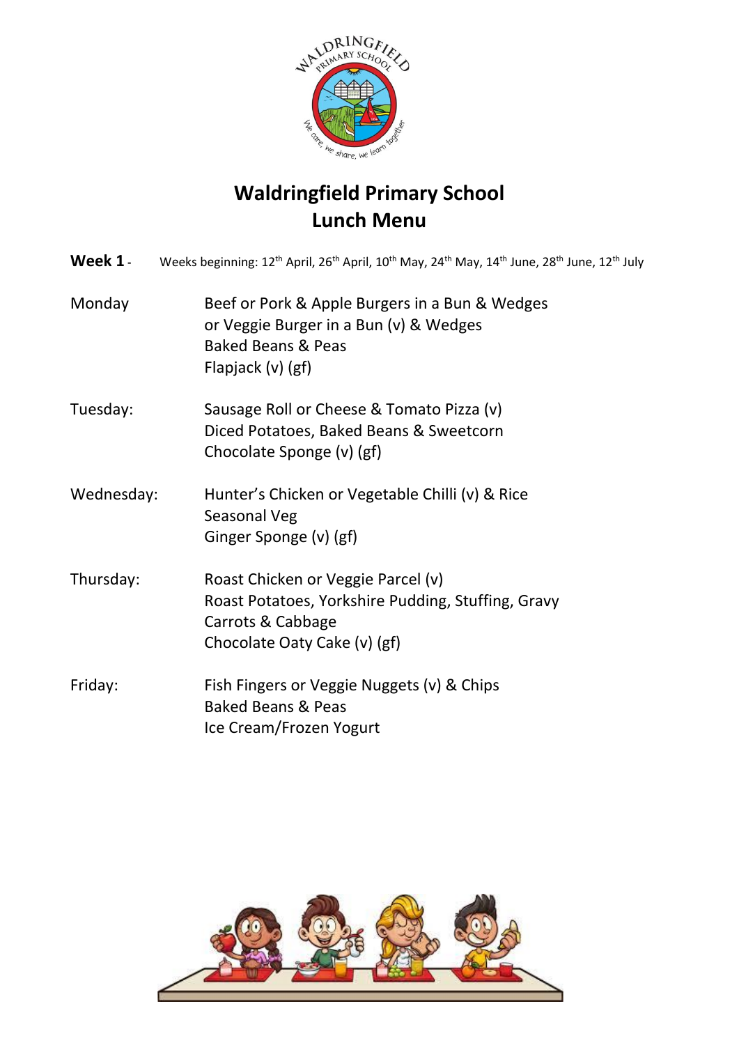# Waldringfield Primary School
# Lunch Menu

**Week 1** - Weeks beginning: 12th April, 26th April, 10th May, 24th May, 14th June, 28th June, 12th July

**Monday**

Beef or Pork & Apple Burgers in a Bun & Wedges
or Veggie Burger in a Bun (v) & Wedges
Baked Beans & Peas
Flapjack (v) (gf)

**Tuesday:**

Sausage Roll or Cheese & Tomato Pizza (v)
Diced Potatoes, Baked Beans & Sweetcorn
Chocolate Sponge (v) (gf)

**Wednesday:**

Hunter's Chicken or Vegetable Chilli (v) & Rice
Seasonal Veg
Ginger Sponge (v) (gf)

**Thursday:**

Roast Chicken or Veggie Parcel (v)
Roast Potatoes, Yorkshire Pudding, Stuffing, Gravy
Carrots & Cabbage
Chocolate Oaty Cake (v) (gf)

**Friday:**

Fish Fingers or Veggie Nuggets (v) & Chips
Baked Beans & Peas
Ice Cream/Frozen Yogurt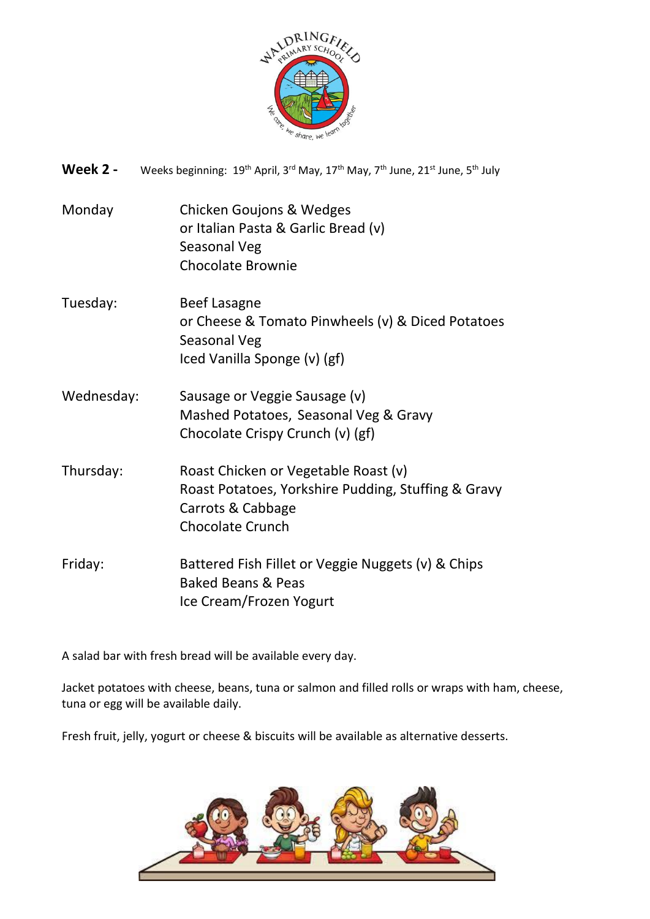**Week 2 -** Weeks beginning: 19th April, 3rd May, 17th May, 7th June, 21st June, 5th July

Monday
Chicken Goujons & Wedges
or Italian Pasta & Garlic Bread (v)
Seasonal Veg
Chocolate Brownie

Tuesday:
Beef Lasagne
or Cheese & Tomato Pinwheels (v) & Diced Potatoes
Seasonal Veg
Iced Vanilla Sponge (v) (gf)

Wednesday:
Sausage or Veggie Sausage (v)
Mashed Potatoes, Seasonal Veg & Gravy
Chocolate Crispy Crunch (v) (gf)

Thursday:
Roast Chicken or Vegetable Roast (v)
Roast Potatoes, Yorkshire Pudding, Stuffing & Gravy
Carrots & Cabbage
Chocolate Crunch

Friday:
Battered Fish Fillet or Veggie Nuggets (v) & Chips
Baked Beans & Peas
Ice Cream/Frozen Yogurt

A salad bar with fresh bread will be available every day.

Jacket potatoes with cheese, beans, tuna or salmon and filled rolls or wraps with ham, cheese, tuna or egg will be available daily.

Fresh fruit, jelly, yogurt or cheese & biscuits will be available as alternative desserts.